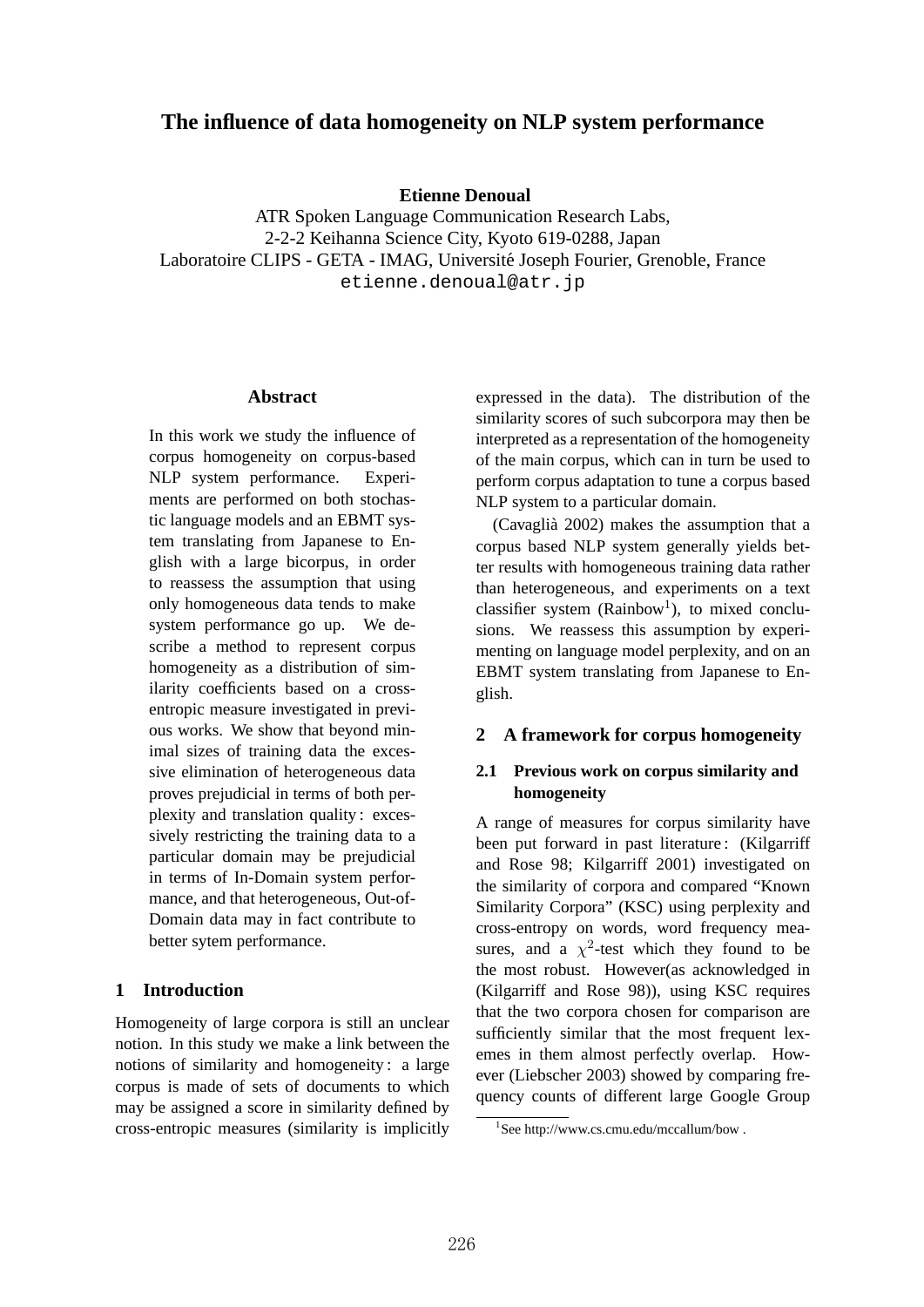# The influence of data homogeneity on NLP system performance

**Etienne Denoual**
ATR Spoken Language Communication Research Labs,
2-2-2 Keihanna Science City, Kyoto 619-0288, Japan
Laboratoire CLIPS - GETA - IMAG, Université Joseph Fourier, Grenoble, France
etienne.denoual@atr.jp

## Abstract

In this work we study the influence of corpus homogeneity on corpus-based NLP system performance. Experiments are performed on both stochastic language models and an EBMT system translating from Japanese to English with a large bicorpus, in order to reassess the assumption that using only homogeneous data tends to make system performance go up. We describe a method to represent corpus homogeneity as a distribution of similarity coefficients based on a cross-entropic measure investigated in previous works. We show that beyond minimal sizes of training data the excessive elimination of heterogeneous data proves prejudicial in terms of both perplexity and translation quality : excessively restricting the training data to a particular domain may be prejudicial in terms of In-Domain system performance, and that heterogeneous, Out-of-Domain data may in fact contribute to better sytem performance.

## 1 Introduction

Homogeneity of large corpora is still an unclear notion. In this study we make a link between the notions of similarity and homogeneity : a large corpus is made of sets of documents to which may be assigned a score in similarity defined by cross-entropic measures (similarity is implicitly expressed in the data). The distribution of the similarity scores of such subcorpora may then be interpreted as a representation of the homogeneity of the main corpus, which can in turn be used to perform corpus adaptation to tune a corpus based NLP system to a particular domain.

(Cavaglià 2002) makes the assumption that a corpus based NLP system generally yields better results with homogeneous training data rather than heterogeneous, and experiments on a text classifier system (Rainbow[1]), to mixed conclusions. We reassess this assumption by experimenting on language model perplexity, and on an EBMT system translating from Japanese to English.

## 2 A framework for corpus homogeneity

### 2.1 Previous work on corpus similarity and homogeneity

A range of measures for corpus similarity have been put forward in past literature : (Kilgarriff and Rose 98; Kilgarriff 2001) investigated on the similarity of corpora and compared "Known Similarity Corpora" (KSC) using perplexity and cross-entropy on words, word frequency measures, and a $\chi^2$-test which they found to be the most robust. However(as acknowledged in (Kilgarriff and Rose 98)), using KSC requires that the two corpora chosen for comparison are sufficiently similar that the most frequent lexemes in them almost perfectly overlap. However (Liebscher 2003) showed by comparing frequency counts of different large Google Group

[1] See http://www.cs.cmu.edu/mccallum/bow .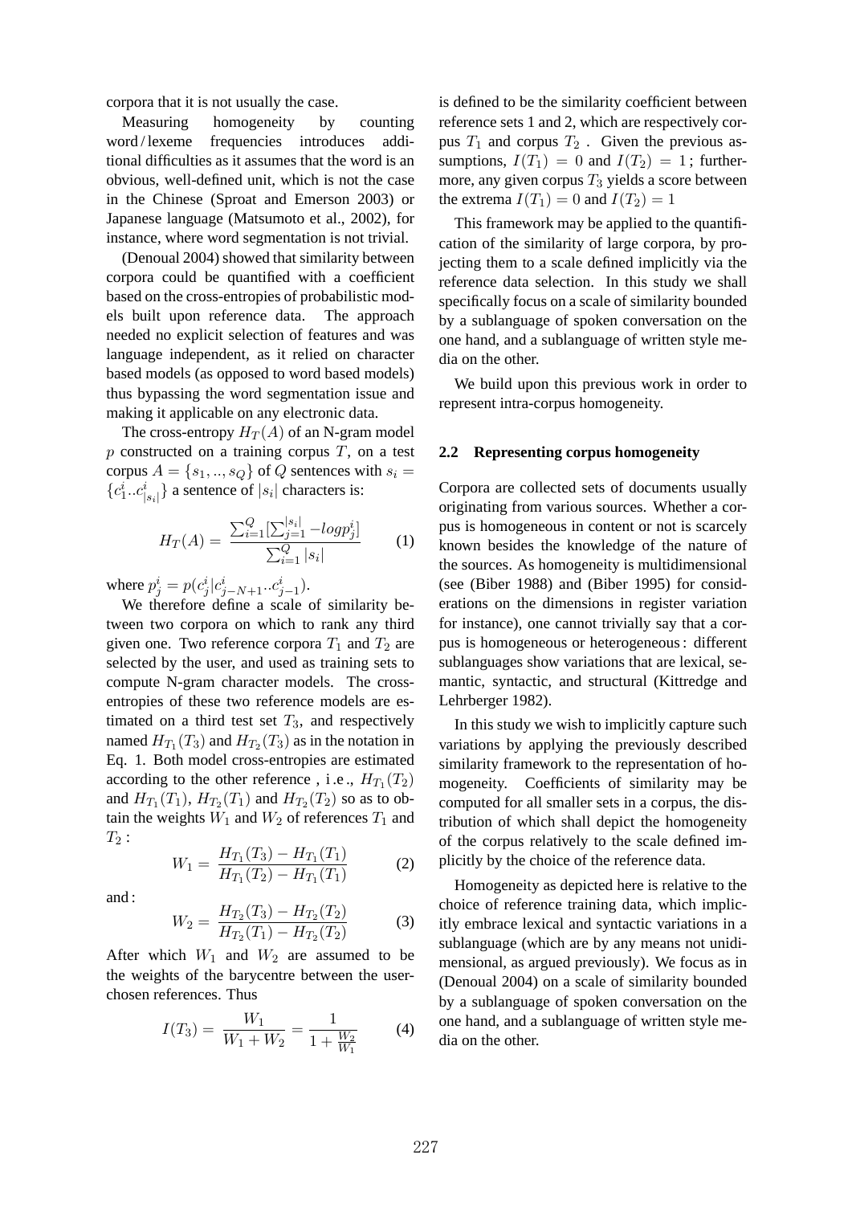corpora that it is not usually the case.

Measuring homogeneity by counting word / lexeme frequencies introduces additional difficulties as it assumes that the word is an obvious, well-defined unit, which is not the case in the Chinese (Sproat and Emerson 2003) or Japanese language (Matsumoto et al., 2002), for instance, where word segmentation is not trivial.

(Denoual 2004) showed that similarity between corpora could be quantified with a coefficient based on the cross-entropies of probabilistic models built upon reference data. The approach needed no explicit selection of features and was language independent, as it relied on character based models (as opposed to word based models) thus bypassing the word segmentation issue and making it applicable on any electronic data.

The cross-entropy $H_T(A)$ of an N-gram model $p$ constructed on a training corpus $T$, on a test corpus $A = \{s_1, .., s_Q\}$ of $Q$ sentences with $s_i = \{c_1^i..c_{|s_i|}^i\}$ a sentence of $|s_i|$ characters is:

$$H_T(A) = \frac{\sum_{i=1}^{Q}[\sum_{j=1}^{|s_i|} -log p_j^i]}{\sum_{i=1}^{Q} |s_i|} \qquad (1)$$

where $p_j^i = p(c_j^i | c_{j-N+1}^i..c_{j-1}^i)$.

We therefore define a scale of similarity between two corpora on which to rank any third given one. Two reference corpora $T_1$ and $T_2$ are selected by the user, and used as training sets to compute N-gram character models. The cross-entropies of these two reference models are estimated on a third test set $T_3$, and respectively named $H_{T_1}(T_3)$ and $H_{T_2}(T_3)$ as in the notation in Eq. 1. Both model cross-entropies are estimated according to the other reference , i.e., $H_{T_1}(T_2)$ and $H_{T_1}(T_1)$, $H_{T_2}(T_1)$ and $H_{T_2}(T_2)$ so as to obtain the weights $W_1$ and $W_2$ of references $T_1$ and $T_2$ :

$$W_1 = \frac{H_{T_1}(T_3) - H_{T_1}(T_1)}{H_{T_1}(T_2) - H_{T_1}(T_1)} \qquad (2)$$

and :

$$W_2 = \frac{H_{T_2}(T_3) - H_{T_2}(T_2)}{H_{T_2}(T_1) - H_{T_2}(T_2)} \qquad (3)$$

After which $W_1$ and $W_2$ are assumed to be the weights of the barycentre between the user-chosen references. Thus

$$I(T_3) = \frac{W_1}{W_1 + W_2} = \frac{1}{1 + \frac{W_2}{W_1}} \qquad (4)$$

is defined to be the similarity coefficient between reference sets 1 and 2, which are respectively corpus $T_1$ and corpus $T_2$ . Given the previous assumptions, $I(T_1) = 0$ and $I(T_2) = 1$ ; furthermore, any given corpus $T_3$ yields a score between the extrema $I(T_1) = 0$ and $I(T_2) = 1$

This framework may be applied to the quantification of the similarity of large corpora, by projecting them to a scale defined implicitly via the reference data selection. In this study we shall specifically focus on a scale of similarity bounded by a sublanguage of spoken conversation on the one hand, and a sublanguage of written style media on the other.

We build upon this previous work in order to represent intra-corpus homogeneity.

### 2.2 Representing corpus homogeneity

Corpora are collected sets of documents usually originating from various sources. Whether a corpus is homogeneous in content or not is scarcely known besides the knowledge of the nature of the sources. As homogeneity is multidimensional (see (Biber 1988) and (Biber 1995) for considerations on the dimensions in register variation for instance), one cannot trivially say that a corpus is homogeneous or heterogeneous : different sublanguages show variations that are lexical, semantic, syntactic, and structural (Kittredge and Lehrberger 1982).

In this study we wish to implicitly capture such variations by applying the previously described similarity framework to the representation of homogeneity. Coefficients of similarity may be computed for all smaller sets in a corpus, the distribution of which shall depict the homogeneity of the corpus relatively to the scale defined implicitly by the choice of the reference data.

Homogeneity as depicted here is relative to the choice of reference training data, which implicitly embrace lexical and syntactic variations in a sublanguage (which are by any means not unidimensional, as argued previously). We focus as in (Denoual 2004) on a scale of similarity bounded by a sublanguage of spoken conversation on the one hand, and a sublanguage of written style media on the other.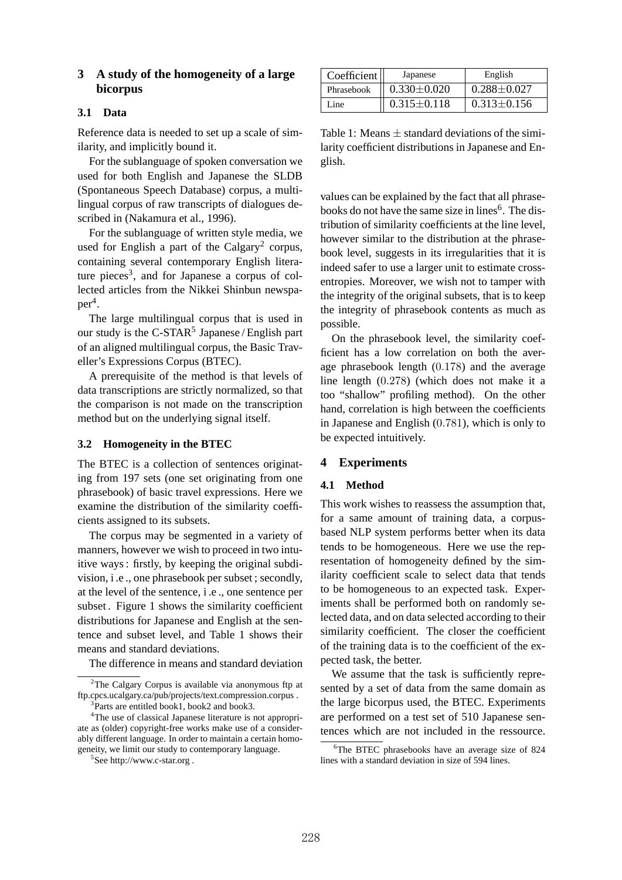## 3 A study of the homogeneity of a large bicorpus

### 3.1 Data

Reference data is needed to set up a scale of similarity, and implicitly bound it.

For the sublanguage of spoken conversation we used for both English and Japanese the SLDB (Spontaneous Speech Database) corpus, a multilingual corpus of raw transcripts of dialogues described in (Nakamura et al., 1996).

For the sublanguage of written style media, we used for English a part of the Calgary[2] corpus, containing several contemporary English literature pieces[3], and for Japanese a corpus of collected articles from the Nikkei Shinbun newspaper[4].

The large multilingual corpus that is used in our study is the C-STAR[5] Japanese / English part of an aligned multilingual corpus, the Basic Traveller's Expressions Corpus (BTEC).

A prerequisite of the method is that levels of data transcriptions are strictly normalized, so that the comparison is not made on the transcription method but on the underlying signal itself.

### 3.2 Homogeneity in the BTEC

The BTEC is a collection of sentences originating from 197 sets (one set originating from one phrasebook) of basic travel expressions. Here we examine the distribution of the similarity coefficients assigned to its subsets.

The corpus may be segmented in a variety of manners, however we wish to proceed in two intuitive ways : firstly, by keeping the original subdivision, i .e ., one phrasebook per subset ; secondly, at the level of the sentence, i .e ., one sentence per subset . Figure 1 shows the similarity coefficient distributions for Japanese and English at the sentence and subset level, and Table 1 shows their means and standard deviations.

The difference in means and standard deviation values can be explained by the fact that all phrasebooks do not have the same size in lines[6]. The distribution of similarity coefficients at the line level, however similar to the distribution at the phrasebook level, suggests in its irregularities that it is indeed safer to use a larger unit to estimate cross-entropies. Moreover, we wish not to tamper with the integrity of the original subsets, that is to keep the integrity of phrasebook contents as much as possible.

| Coefficient | Japanese | English |
|---|---|---|
| Phrasebook | $0.330 \pm 0.020$ | $0.288 \pm 0.027$ |
| Line | $0.315 \pm 0.118$ | $0.313 \pm 0.156$ |

Table 1: Means $\pm$ standard deviations of the similarity coefficient distributions in Japanese and English.

On the phrasebook level, the similarity coefficient has a low correlation on both the average phrasebook length (0.178) and the average line length (0.278) (which does not make it a too "shallow" profiling method). On the other hand, correlation is high between the coefficients in Japanese and English (0.781), which is only to be expected intuitively.

## 4 Experiments

### 4.1 Method

This work wishes to reassess the assumption that, for a same amount of training data, a corpus-based NLP system performs better when its data tends to be homogeneous. Here we use the representation of homogeneity defined by the similarity coefficient scale to select data that tends to be homogeneous to an expected task. Experiments shall be performed both on randomly selected data, and on data selected according to their similarity coefficient. The closer the coefficient of the training data is to the coefficient of the expected task, the better.

We assume that the task is sufficiently represented by a set of data from the same domain as the large bicorpus used, the BTEC. Experiments are performed on a test set of 510 Japanese sentences which are not included in the ressource.

[2] The Calgary Corpus is available via anonymous ftp at ftp.cpcs.ucalgary.ca/pub/projects/text.compression.corpus .

[3] Parts are entitled book1, book2 and book3.

[4] The use of classical Japanese literature is not appropriate as (older) copyright-free works make use of a considerably different language. In order to maintain a certain homogeneity, we limit our study to contemporary language.

[5] See http://www.c-star.org .

[6] The BTEC phrasebooks have an average size of 824 lines with a standard deviation in size of 594 lines.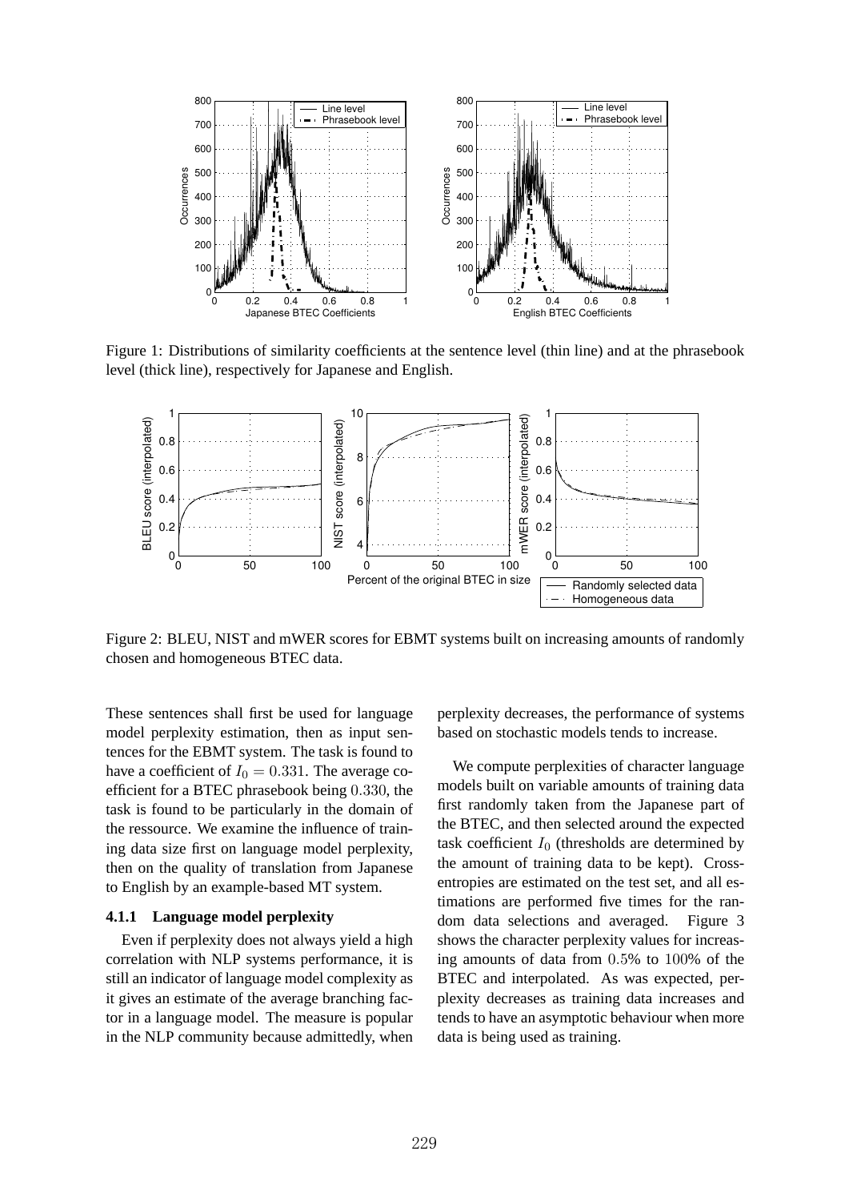Figure 1: Distributions of similarity coefficients at the sentence level (thin line) and at the phrasebook level (thick line), respectively for Japanese and English.

Figure 2: BLEU, NIST and mWER scores for EBMT systems built on increasing amounts of randomly chosen and homogeneous BTEC data.

These sentences shall first be used for language model perplexity estimation, then as input sentences for the EBMT system. The task is found to have a coefficient of $I_0 = 0.331$. The average coefficient for a BTEC phrasebook being $0.330$, the task is found to be particularly in the domain of the ressource. We examine the influence of training data size first on language model perplexity, then on the quality of translation from Japanese to English by an example-based MT system.

#### 4.1.1 Language model perplexity

Even if perplexity does not always yield a high correlation with NLP systems performance, it is still an indicator of language model complexity as it gives an estimate of the average branching factor in a language model. The measure is popular in the NLP community because admittedly, when perplexity decreases, the performance of systems based on stochastic models tends to increase.

We compute perplexities of character language models built on variable amounts of training data first randomly taken from the Japanese part of the BTEC, and then selected around the expected task coefficient $I_0$ (thresholds are determined by the amount of training data to be kept). Cross-entropies are estimated on the test set, and all estimations are performed five times for the random data selections and averaged. Figure 3 shows the character perplexity values for increasing amounts of data from $0.5\%$ to $100\%$ of the BTEC and interpolated. As was expected, perplexity decreases as training data increases and tends to have an asymptotic behaviour when more data is being used as training.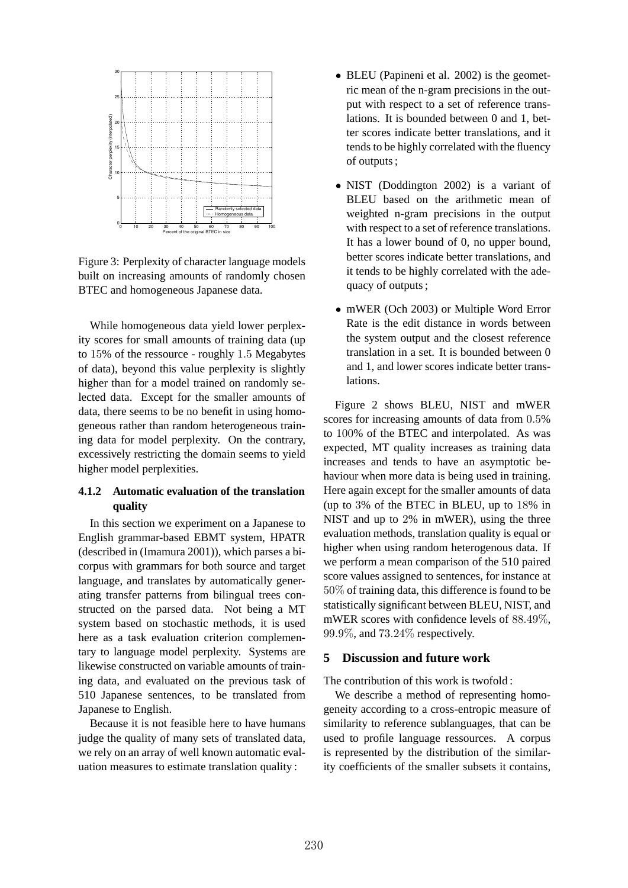Figure 3: Perplexity of character language models built on increasing amounts of randomly chosen BTEC and homogeneous Japanese data.

While homogeneous data yield lower perplexity scores for small amounts of training data (up to 15% of the ressource - roughly 1.5 Megabytes of data), beyond this value perplexity is slightly higher than for a model trained on randomly selected data. Except for the smaller amounts of data, there seems to be no benefit in using homogeneous rather than random heterogeneous training data for model perplexity. On the contrary, excessively restricting the domain seems to yield higher model perplexities.

#### 4.1.2 Automatic evaluation of the translation quality

In this section we experiment on a Japanese to English grammar-based EBMT system, HPATR (described in (Imamura 2001)), which parses a bicorpus with grammars for both source and target language, and translates by automatically generating transfer patterns from bilingual trees constructed on the parsed data. Not being a MT system based on stochastic methods, it is used here as a task evaluation criterion complementary to language model perplexity. Systems are likewise constructed on variable amounts of training data, and evaluated on the previous task of 510 Japanese sentences, to be translated from Japanese to English.

Because it is not feasible here to have humans judge the quality of many sets of translated data, we rely on an array of well known automatic evaluation measures to estimate translation quality :

- BLEU (Papineni et al. 2002) is the geometric mean of the n-gram precisions in the output with respect to a set of reference translations. It is bounded between 0 and 1, better scores indicate better translations, and it tends to be highly correlated with the fluency of outputs ;
- NIST (Doddington 2002) is a variant of BLEU based on the arithmetic mean of weighted n-gram precisions in the output with respect to a set of reference translations. It has a lower bound of 0, no upper bound, better scores indicate better translations, and it tends to be highly correlated with the adequacy of outputs ;
- mWER (Och 2003) or Multiple Word Error Rate is the edit distance in words between the system output and the closest reference translation in a set. It is bounded between 0 and 1, and lower scores indicate better translations.

Figure 2 shows BLEU, NIST and mWER scores for increasing amounts of data from 0.5% to 100% of the BTEC and interpolated. As was expected, MT quality increases as training data increases and tends to have an asymptotic behaviour when more data is being used in training. Here again except for the smaller amounts of data (up to 3% of the BTEC in BLEU, up to 18% in NIST and up to 2% in mWER), using the three evaluation methods, translation quality is equal or higher when using random heterogenous data. If we perform a mean comparison of the 510 paired score values assigned to sentences, for instance at 50% of training data, this difference is found to be statistically significant between BLEU, NIST, and mWER scores with confidence levels of 88.49%, 99.9%, and 73.24% respectively.

## 5 Discussion and future work

The contribution of this work is twofold :

We describe a method of representing homogeneity according to a cross-entropic measure of similarity to reference sublanguages, that can be used to profile language ressources. A corpus is represented by the distribution of the similarity coefficients of the smaller subsets it contains,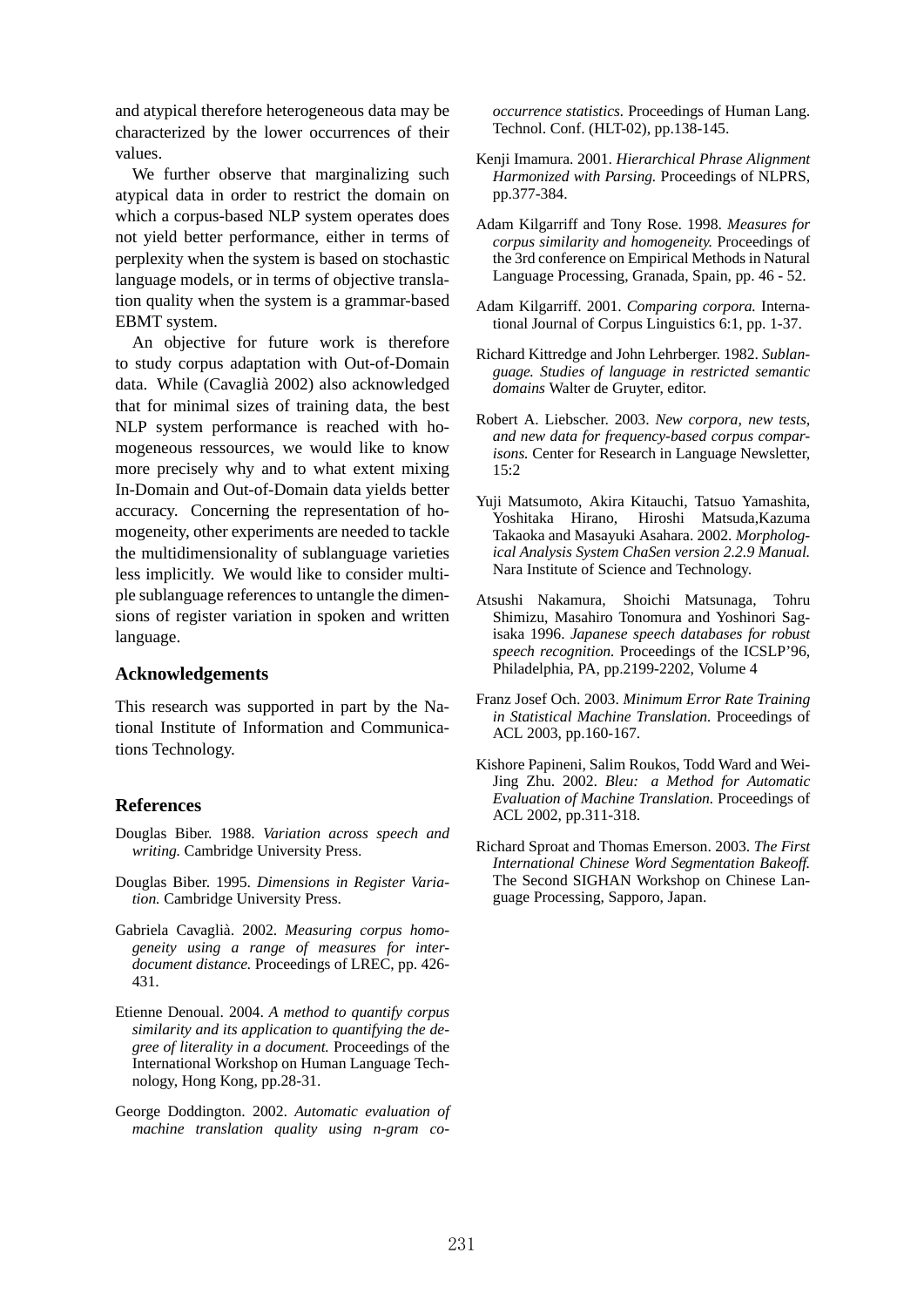and atypical therefore heterogeneous data may be characterized by the lower occurrences of their values.

We further observe that marginalizing such atypical data in order to restrict the domain on which a corpus-based NLP system operates does not yield better performance, either in terms of perplexity when the system is based on stochastic language models, or in terms of objective translation quality when the system is a grammar-based EBMT system.

An objective for future work is therefore to study corpus adaptation with Out-of-Domain data. While (Cavaglià 2002) also acknowledged that for minimal sizes of training data, the best NLP system performance is reached with homogeneous ressources, we would like to know more precisely why and to what extent mixing In-Domain and Out-of-Domain data yields better accuracy. Concerning the representation of homogeneity, other experiments are needed to tackle the multidimensionality of sublanguage varieties less implicitly. We would like to consider multiple sublanguage references to untangle the dimensions of register variation in spoken and written language.

## Acknowledgements

This research was supported in part by the National Institute of Information and Communications Technology.

## References

Douglas Biber. 1988. *Variation across speech and writing.* Cambridge University Press.

Douglas Biber. 1995. *Dimensions in Register Variation.* Cambridge University Press.

Gabriela Cavaglià. 2002. *Measuring corpus homogeneity using a range of measures for inter-document distance.* Proceedings of LREC, pp. 426-431.

Etienne Denoual. 2004. *A method to quantify corpus similarity and its application to quantifying the degree of literality in a document.* Proceedings of the International Workshop on Human Language Technology, Hong Kong, pp.28-31.

George Doddington. 2002. *Automatic evaluation of machine translation quality using n-gram co-occurrence statistics.* Proceedings of Human Lang. Technol. Conf. (HLT-02), pp.138-145.

Kenji Imamura. 2001. *Hierarchical Phrase Alignment Harmonized with Parsing.* Proceedings of NLPRS, pp.377-384.

Adam Kilgarriff and Tony Rose. 1998. *Measures for corpus similarity and homogeneity.* Proceedings of the 3rd conference on Empirical Methods in Natural Language Processing, Granada, Spain, pp. 46 - 52.

Adam Kilgarriff. 2001. *Comparing corpora.* International Journal of Corpus Linguistics 6:1, pp. 1-37.

Richard Kittredge and John Lehrberger. 1982. *Sublanguage. Studies of language in restricted semantic domains* Walter de Gruyter, editor.

Robert A. Liebscher. 2003. *New corpora, new tests, and new data for frequency-based corpus comparisons.* Center for Research in Language Newsletter, 15:2

Yuji Matsumoto, Akira Kitauchi, Tatsuo Yamashita, Yoshitaka Hirano, Hiroshi Matsuda,Kazuma Takaoka and Masayuki Asahara. 2002. *Morphological Analysis System ChaSen version 2.2.9 Manual.* Nara Institute of Science and Technology.

Atsushi Nakamura, Shoichi Matsunaga, Tohru Shimizu, Masahiro Tonomura and Yoshinori Sagisaka 1996. *Japanese speech databases for robust speech recognition.* Proceedings of the ICSLP'96, Philadelphia, PA, pp.2199-2202, Volume 4

Franz Josef Och. 2003. *Minimum Error Rate Training in Statistical Machine Translation.* Proceedings of ACL 2003, pp.160-167.

Kishore Papineni, Salim Roukos, Todd Ward and Wei-Jing Zhu. 2002. *Bleu: a Method for Automatic Evaluation of Machine Translation.* Proceedings of ACL 2002, pp.311-318.

Richard Sproat and Thomas Emerson. 2003. *The First International Chinese Word Segmentation Bakeoff.* The Second SIGHAN Workshop on Chinese Language Processing, Sapporo, Japan.